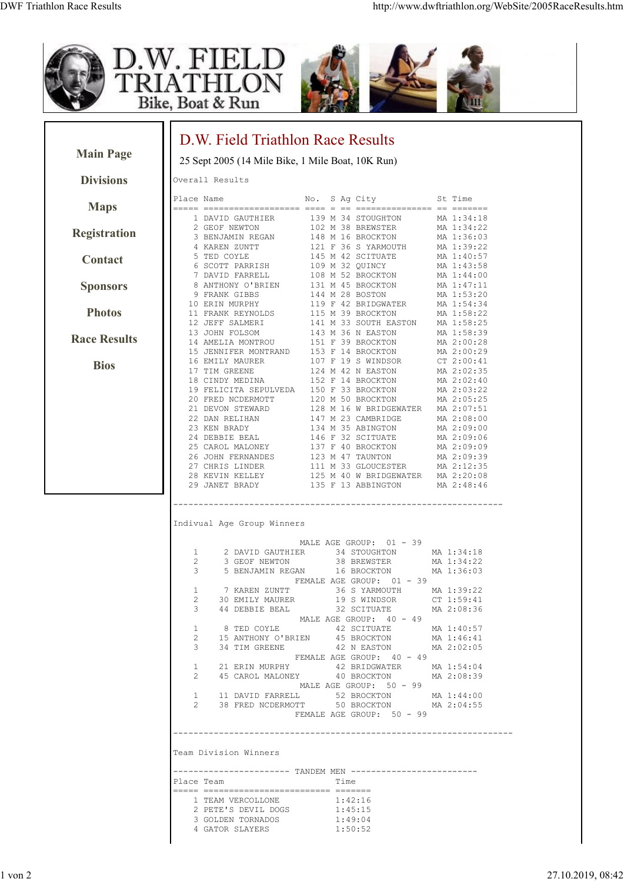D.W. FIELD TRIATHLON Bike, Boat & Run

- Main Page
- Divisions
- Maps
- Registration
- Contact
- Sponsors
- Photos
- Race Results
- Bios

# D.W. Field Triathlon Race Results

25 Sept 2005 (14 Mile Bike, 1 Mile Boat, 10K Run)

Overall Results

| Place | Name | No. | S | Ag | City | St | Time |
|---|---|---|---|---|---|---|---|
| 1 | DAVID GAUTHIER | 139 | M | 34 | STOUGHTON | MA | 1:34:18 |
| 2 | GEOF NEWTON | 102 | M | 38 | BREWSTER | MA | 1:34:22 |
| 3 | BENJAMIN REGAN | 148 | M | 16 | BROCKTON | MA | 1:36:03 |
| 4 | KAREN ZUNTT | 121 | F | 36 | S YARMOUTH | MA | 1:39:22 |
| 5 | TED COYLE | 145 | M | 42 | SCITUATE | MA | 1:40:57 |
| 6 | SCOTT PARRISH | 109 | M | 32 | QUINCY | MA | 1:43:58 |
| 7 | DAVID FARRELL | 108 | M | 52 | BROCKTON | MA | 1:44:00 |
| 8 | ANTHONY O'BRIEN | 131 | M | 45 | BROCKTON | MA | 1:47:11 |
| 9 | FRANK GIBBS | 144 | M | 28 | BOSTON | MA | 1:53:20 |
| 10 | ERIN MURPHY | 119 | F | 42 | BRIDGWATER | MA | 1:54:34 |
| 11 | FRANK REYNOLDS | 115 | M | 39 | BROCKTON | MA | 1:58:22 |
| 12 | JEFF SALMERI | 141 | M | 33 | SOUTH EASTON | MA | 1:58:25 |
| 13 | JOHN FOLSOM | 143 | M | 36 | N EASTON | MA | 1:58:39 |
| 14 | AMELIA MONTROU | 151 | F | 39 | BROCKTON | MA | 2:00:28 |
| 15 | JENNIFER MONTRAND | 153 | F | 14 | BROCKTON | MA | 2:00:29 |
| 16 | EMILY MAURER | 107 | F | 19 | S WINDSOR | CT | 2:00:41 |
| 17 | TIM GREENE | 124 | M | 42 | N EASTON | MA | 2:02:35 |
| 18 | CINDY MEDINA | 152 | F | 14 | BROCKTON | MA | 2:02:40 |
| 19 | FELICITA SEPULVEDA | 150 | F | 33 | BROCKTON | MA | 2:03:22 |
| 20 | FRED NCDERMOTT | 120 | M | 50 | BROCKTON | MA | 2:05:25 |
| 21 | DEVON STEWARD | 128 | M | 16 | W BRIDGEWATER | MA | 2:07:51 |
| 22 | DAN RELIHAN | 147 | M | 23 | CAMBRIDGE | MA | 2:08:00 |
| 23 | KEN BRADY | 134 | M | 35 | ABINGTON | MA | 2:09:00 |
| 24 | DEBBIE BEAL | 146 | F | 32 | SCITUATE | MA | 2:09:06 |
| 25 | CAROL MALONEY | 137 | F | 40 | BROCKTON | MA | 2:09:09 |
| 26 | JOHN FERNANDES | 123 | M | 47 | TAUNTON | MA | 2:09:39 |
| 27 | CHRIS LINDER | 111 | M | 33 | GLOUCESTER | MA | 2:12:35 |
| 28 | KEVIN KELLEY | 125 | M | 40 | W BRIDGEWATER | MA | 2:20:08 |
| 29 | JANET BRADY | 135 | F | 13 | ABBINGTON | MA | 2:48:46 |

---

Indivual Age Group Winners

MALE AGE GROUP: 01 - 39

| | | | | | | |
|---|---|---|---|---|---|---|
| 1 | 2 | DAVID GAUTHIER | 34 | STOUGHTON | MA | 1:34:18 |
| 2 | 3 | GEOF NEWTON | 38 | BREWSTER | MA | 1:34:22 |
| 3 | 5 | BENJAMIN REGAN | 16 | BROCKTON | MA | 1:36:03 |

FEMALE AGE GROUP: 01 - 39

| | | | | | | |
|---|---|---|---|---|---|---|
| 1 | 7 | KAREN ZUNTT | 36 | S YARMOUTH | MA | 1:39:22 |
| 2 | 30 | EMILY MAURER | 19 | S WINDSOR | CT | 1:59:41 |
| 3 | 44 | DEBBIE BEAL | 32 | SCITUATE | MA | 2:08:36 |

MALE AGE GROUP: 40 - 49

| | | | | | | |
|---|---|---|---|---|---|---|
| 1 | 8 | TED COYLE | 42 | SCITUATE | MA | 1:40:57 |
| 2 | 15 | ANTHONY O'BRIEN | 45 | BROCKTON | MA | 1:46:41 |
| 3 | 34 | TIM GREENE | 42 | N EASTON | MA | 2:02:05 |

FEMALE AGE GROUP: 40 - 49

| | | | | | | |
|---|---|---|---|---|---|---|
| 1 | 21 | ERIN MURPHY | 42 | BRIDGWATER | MA | 1:54:04 |
| 2 | 45 | CAROL MALONEY | 40 | BROCKTON | MA | 2:08:39 |

MALE AGE GROUP: 50 - 99

| | | | | | | |
|---|---|---|---|---|---|---|
| 1 | 11 | DAVID FARRELL | 52 | BROCKTON | MA | 1:44:00 |
| 2 | 38 | FRED NCDERMOTT | 50 | BROCKTON | MA | 2:04:55 |

FEMALE AGE GROUP: 50 - 99

---

Team Division Winners

TANDEM MEN

| Place | Team | Time |
|---|---|---|
| 1 | TEAM VERCOLLONE | 1:42:16 |
| 2 | PETE'S DEVIL DOGS | 1:45:15 |
| 3 | GOLDEN TORNADOS | 1:49:04 |
| 4 | GATOR SLAYERS | 1:50:52 |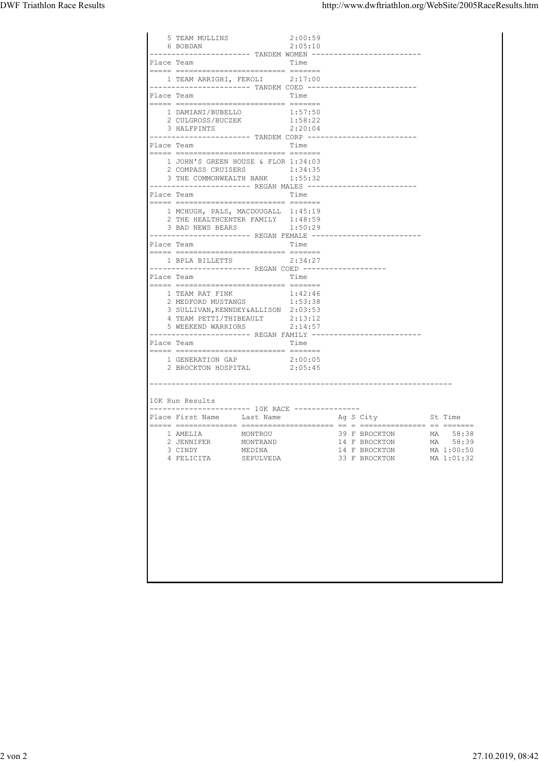| Place | Team | Time |
|---|---|---|
| 5 | TEAM MULLINS | 2:00:59 |
| 6 | BOBDAN | 2:05:10 |

### TANDEM WOMEN

| Place | Team | Time |
|---|---|---|
| 1 | TEAM ARRIGHI, FEROLI | 2:17:00 |

### TANDEM COED

| Place | Team | Time |
|---|---|---|
| 1 | DAMIANI/BUBELLO | 1:57:50 |
| 2 | CULGROSS/BUCZEK | 1:58:22 |
| 3 | HALFPINTS | 2:20:04 |

### TANDEM CORP

| Place | Team | Time |
|---|---|---|
| 1 | JOHN'S GREEN HOUSE & FLOR | 1:34:03 |
| 2 | COMPASS CRUISERS | 1:34:35 |
| 3 | THE COMMONWEALTH BANK | 1:55:32 |

### REGAN MALES

| Place | Team | Time |
|---|---|---|
| 1 | MCHUGH, PALS, MACDOUGALL | 1:45:19 |
| 2 | THE HEALTHCENTER FAMILY | 1:48:59 |
| 3 | BAD NEWS BEARS | 1:50:29 |

### REGAN FEMALE

| Place | Team | Time |
|---|---|---|
| 1 | BPLA BILLETTS | 2:34:27 |

### REGAN COED

| Place | Team | Time |
|---|---|---|
| 1 | TEAM RAT FINK | 1:42:46 |
| 2 | MEDFORD MUSTANGS | 1:53:38 |
| 3 | SULLIVAN,KENNDEY&ALLISON | 2:03:53 |
| 4 | TEAM PETTI/THIBEAULT | 2:13:12 |
| 5 | WEEKEND WARRIORS | 2:14:57 |

### REGAN FAMILY

| Place | Team | Time |
|---|---|---|
| 1 | GENERATION GAP | 2:00:05 |
| 2 | BROCKTON HOSPITAL | 2:05:45 |

---

## 10K Run Results

### 10K RACE

| Place | First Name | Last Name | Ag | S | City | St | Time |
|---|---|---|---|---|---|---|---|
| 1 | AMELIA | MONTROU | 39 | F | BROCKTON | MA | 58:38 |
| 2 | JENNIFER | MONTRAND | 14 | F | BROCKTON | MA | 58:39 |
| 3 | CINDY | MEDINA | 14 | F | BROCKTON | MA | 1:00:50 |
| 4 | FELICITA | SEPULVEDA | 33 | F | BROCKTON | MA | 1:01:32 |